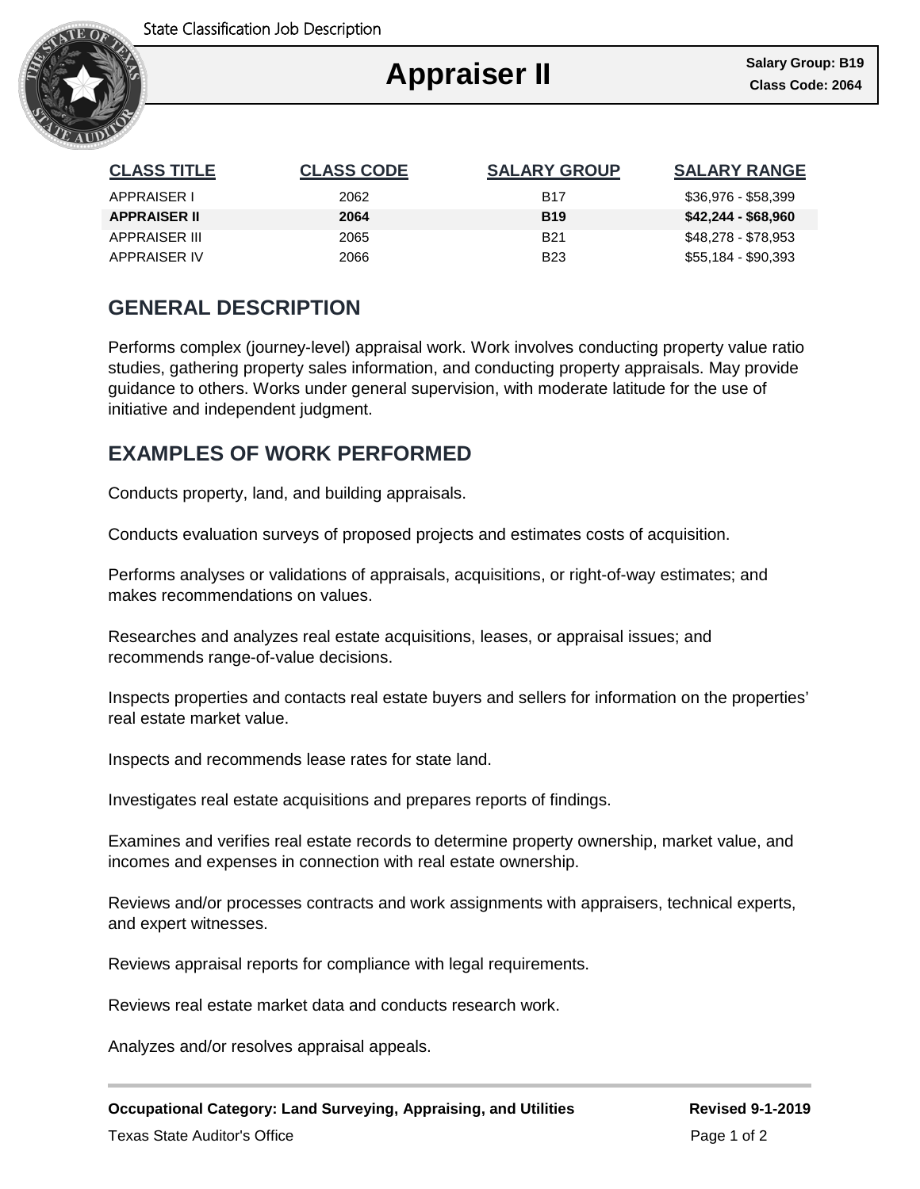State Classification Job Description

# Appraiser II

**Salary Group: B19**
**Class Code: 2064**

| CLASS TITLE | CLASS CODE | SALARY GROUP | SALARY RANGE |
|---|---|---|---|
| APPRAISER I | 2062 | B17 | $36,976 - $58,399 |
| **APPRAISER II** | **2064** | **B19** | **$42,244 - $68,960** |
| APPRAISER III | 2065 | B21 | $48,278 - $78,953 |
| APPRAISER IV | 2066 | B23 | $55,184 - $90,393 |

## GENERAL DESCRIPTION

Performs complex (journey-level) appraisal work. Work involves conducting property value ratio studies, gathering property sales information, and conducting property appraisals. May provide guidance to others. Works under general supervision, with moderate latitude for the use of initiative and independent judgment.

## EXAMPLES OF WORK PERFORMED

Conducts property, land, and building appraisals.

Conducts evaluation surveys of proposed projects and estimates costs of acquisition.

Performs analyses or validations of appraisals, acquisitions, or right-of-way estimates; and makes recommendations on values.

Researches and analyzes real estate acquisitions, leases, or appraisal issues; and recommends range-of-value decisions.

Inspects properties and contacts real estate buyers and sellers for information on the properties' real estate market value.

Inspects and recommends lease rates for state land.

Investigates real estate acquisitions and prepares reports of findings.

Examines and verifies real estate records to determine property ownership, market value, and incomes and expenses in connection with real estate ownership.

Reviews and/or processes contracts and work assignments with appraisers, technical experts, and expert witnesses.

Reviews appraisal reports for compliance with legal requirements.

Reviews real estate market data and conducts research work.

Analyzes and/or resolves appraisal appeals.

**Occupational Category: Land Surveying, Appraising, and Utilities** **Revised 9-1-2019**

Texas State Auditor's Office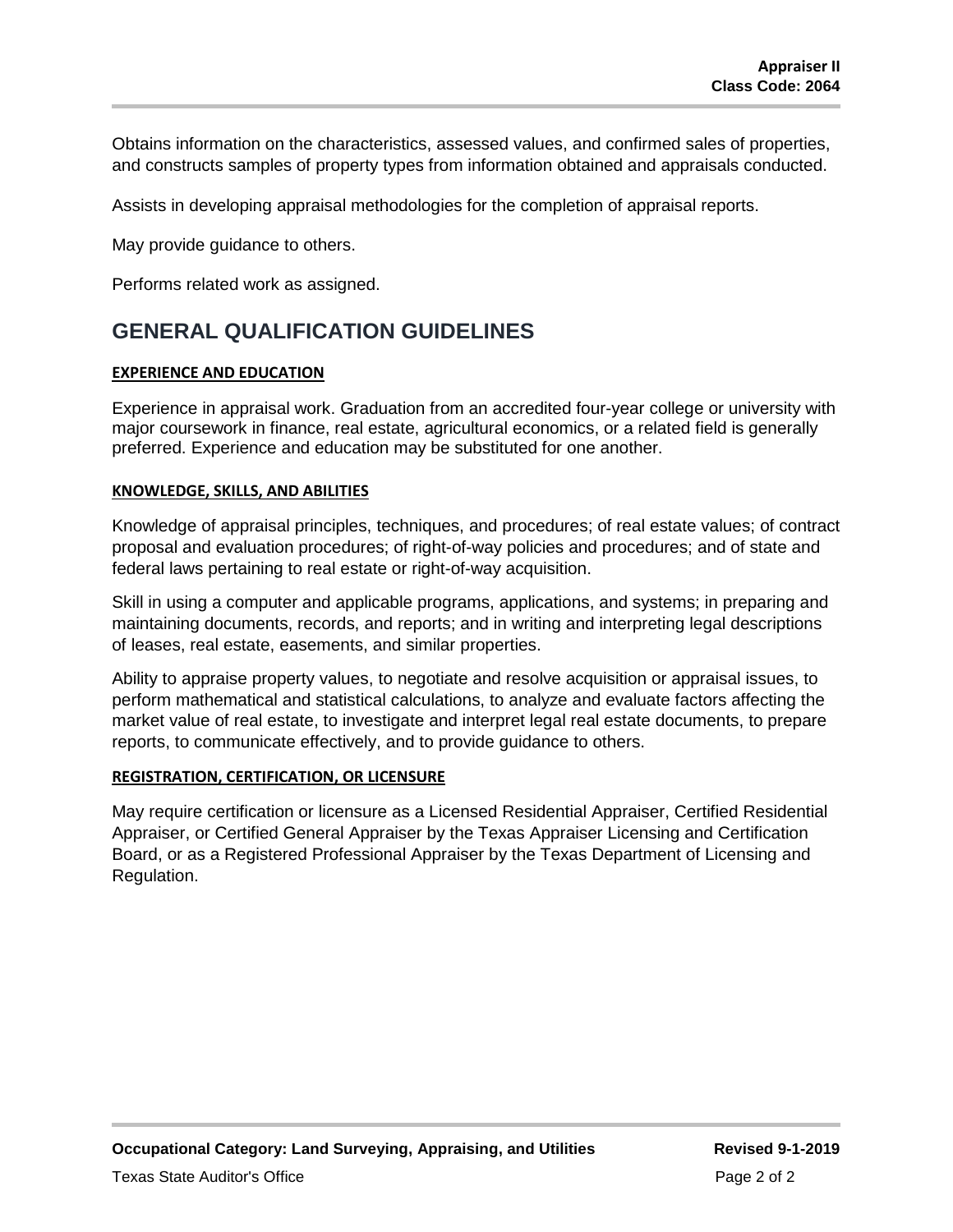Obtains information on the characteristics, assessed values, and confirmed sales of properties, and constructs samples of property types from information obtained and appraisals conducted.

Assists in developing appraisal methodologies for the completion of appraisal reports.

May provide guidance to others.

Performs related work as assigned.

## GENERAL QUALIFICATION GUIDELINES

### EXPERIENCE AND EDUCATION

Experience in appraisal work. Graduation from an accredited four-year college or university with major coursework in finance, real estate, agricultural economics, or a related field is generally preferred. Experience and education may be substituted for one another.

### KNOWLEDGE, SKILLS, AND ABILITIES

Knowledge of appraisal principles, techniques, and procedures; of real estate values; of contract proposal and evaluation procedures; of right-of-way policies and procedures; and of state and federal laws pertaining to real estate or right-of-way acquisition.

Skill in using a computer and applicable programs, applications, and systems; in preparing and maintaining documents, records, and reports; and in writing and interpreting legal descriptions of leases, real estate, easements, and similar properties.

Ability to appraise property values, to negotiate and resolve acquisition or appraisal issues, to perform mathematical and statistical calculations, to analyze and evaluate factors affecting the market value of real estate, to investigate and interpret legal real estate documents, to prepare reports, to communicate effectively, and to provide guidance to others.

### REGISTRATION, CERTIFICATION, OR LICENSURE

May require certification or licensure as a Licensed Residential Appraiser, Certified Residential Appraiser, or Certified General Appraiser by the Texas Appraiser Licensing and Certification Board, or as a Registered Professional Appraiser by the Texas Department of Licensing and Regulation.